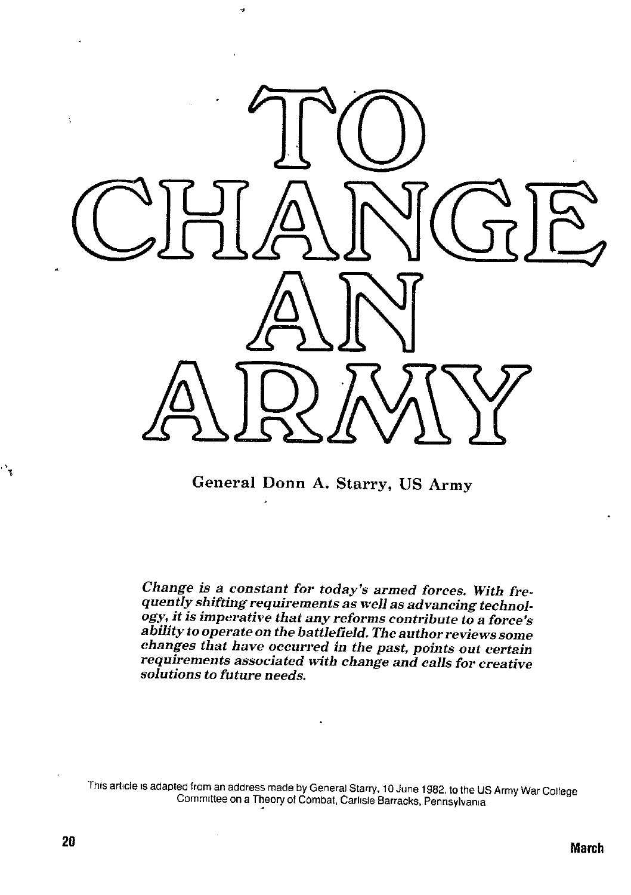# TO CHANGE AN ARMY

General Donn A. Starry, US Army

*Change is a constant for today's armed forces. With frequently shifting requirements as well as advancing technology, it is imperative that any reforms contribute to a force's ability to operate on the battlefield. The author reviews some changes that have occurred in the past, points out certain requirements associated with change and calls for creative solutions to future needs.*

This article is adapted from an address made by General Starry, 10 June 1982, to the US Army War College Committee on a Theory of Combat, Carlisle Barracks, Pennsylvania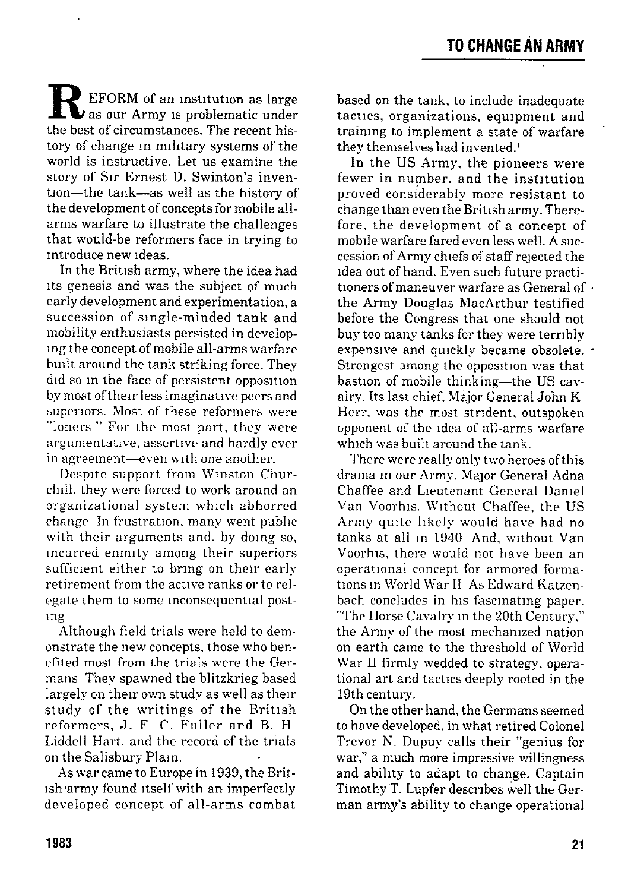REFORM of an institution as large as our Army is problematic under the best of circumstances. The recent history of change in military systems of the world is instructive. Let us examine the story of Sir Ernest D. Swinton's invention—the tank—as well as the history of the development of concepts for mobile all-arms warfare to illustrate the challenges that would-be reformers face in trying to introduce new ideas.

In the British army, where the idea had its genesis and was the subject of much early development and experimentation, a succession of single-minded tank and mobility enthusiasts persisted in developing the concept of mobile all-arms warfare built around the tank striking force. They did so in the face of persistent opposition by most of their less imaginative peers and superiors. Most of these reformers were "loners." For the most part, they were argumentative, assertive and hardly ever in agreement—even with one another.

Despite support from Winston Churchill, they were forced to work around an organizational system which abhorred change. In frustration, many went public with their arguments and, by doing so, incurred enmity among their superiors sufficient either to bring on their early retirement from the active ranks or to relegate them to some inconsequential posting.

Although field trials were held to demonstrate the new concepts, those who benefited most from the trials were the Germans. They spawned the blitzkrieg based largely on their own study as well as their study of the writings of the British reformers, J. F. C. Fuller and B. H. Liddell Hart, and the record of the trials on the Salisbury Plain.

As war came to Europe in 1939, the British army found itself with an imperfectly developed concept of all-arms combat based on the tank, to include inadequate tactics, organizations, equipment and training to implement a state of warfare they themselves had invented.[1]

In the US Army, the pioneers were fewer in number, and the institution proved considerably more resistant to change than even the British army. Therefore, the development of a concept of mobile warfare fared even less well. A succession of Army chiefs of staff rejected the idea out of hand. Even such future practitioners of maneuver warfare as General of the Army Douglas MacArthur testified before the Congress that one should not buy too many tanks for they were terribly expensive and quickly became obsolete. Strongest among the opposition was that bastion of mobile thinking—the US cavalry. Its last chief, Major General John K. Herr, was the most strident, outspoken opponent of the idea of all-arms warfare which was built around the tank.

There were really only two heroes of this drama in our Army: Major General Adna Chaffee and Lieutenant General Daniel Van Voorhis. Without Chaffee, the US Army quite likely would have had no tanks at all in 1940. And, without Van Voorhis, there would not have been an operational concept for armored formations in World War II. As Edward Katzenbach concludes in his fascinating paper, "The Horse Cavalry in the 20th Century," the Army of the most mechanized nation on earth came to the threshold of World War II firmly wedded to strategy, operational art and tactics deeply rooted in the 19th century.

On the other hand, the Germans seemed to have developed, in what retired Colonel Trevor N. Dupuy calls their "genius for war," a much more impressive willingness and ability to adapt to change. Captain Timothy T. Lupfer describes well the German army's ability to change operational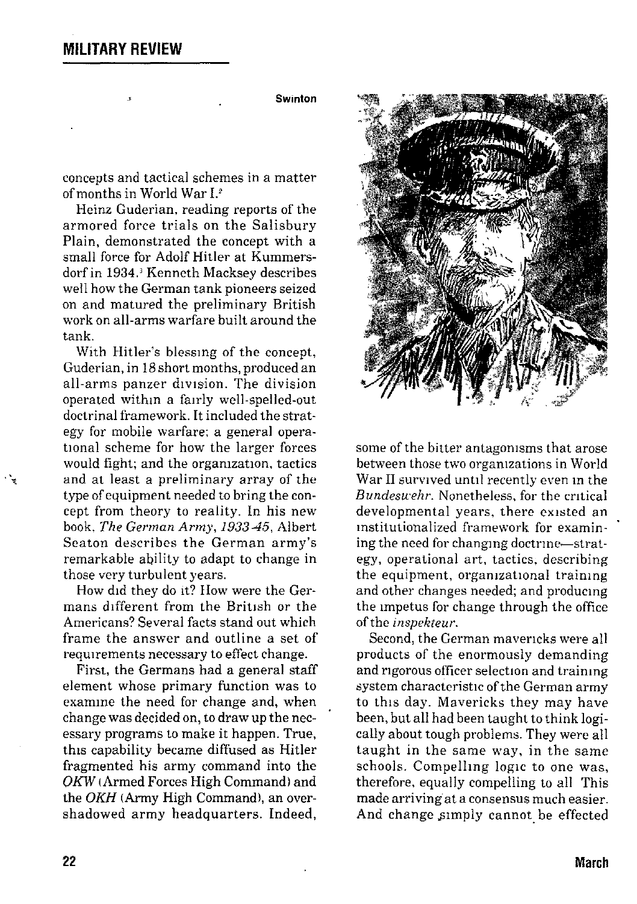Swinton

concepts and tactical schemes in a matter of months in World War I.[2]

Heinz Guderian, reading reports of the armored force trials on the Salisbury Plain, demonstrated the concept with a small force for Adolf Hitler at Kummersdorf in 1934.[3] Kenneth Macksey describes well how the German tank pioneers seized on and matured the preliminary British work on all-arms warfare built around the tank.

With Hitler's blessing of the concept, Guderian, in 18 short months, produced an all-arms panzer division. The division operated within a fairly well-spelled-out doctrinal framework. It included the strategy for mobile warfare; a general operational scheme for how the larger forces would fight; and the organization, tactics and at least a preliminary array of the type of equipment needed to bring the concept from theory to reality. In his new book, *The German Army, 1933-45*, Albert Seaton describes the German army's remarkable ability to adapt to change in those very turbulent years.

How did they do it? How were the Germans different from the British or the Americans? Several facts stand out which frame the answer and outline a set of requirements necessary to effect change.

First, the Germans had a general staff element whose primary function was to examine the need for change and, when change was decided on, to draw up the necessary programs to make it happen. True, this capability became diffused as Hitler fragmented his army command into the *OKW* (Armed Forces High Command) and the *OKH* (Army High Command), an overshadowed army headquarters. Indeed, some of the bitter antagonisms that arose between those two organizations in World War II survived until recently even in the *Bundeswehr*. Nonetheless, for the critical developmental years, there existed an institutionalized framework for examining the need for changing doctrine—strategy, operational art, tactics, describing the equipment, organizational training and other changes needed; and producing the impetus for change through the office of the *inspekteur*.

Second, the German mavericks were all products of the enormously demanding and rigorous officer selection and training system characteristic of the German army to this day. Mavericks they may have been, but all had been taught to think logically about tough problems. They were all taught in the same way, in the same schools. Compelling logic to one was, therefore, equally compelling to all. This made arriving at a consensus much easier. And change simply cannot be effected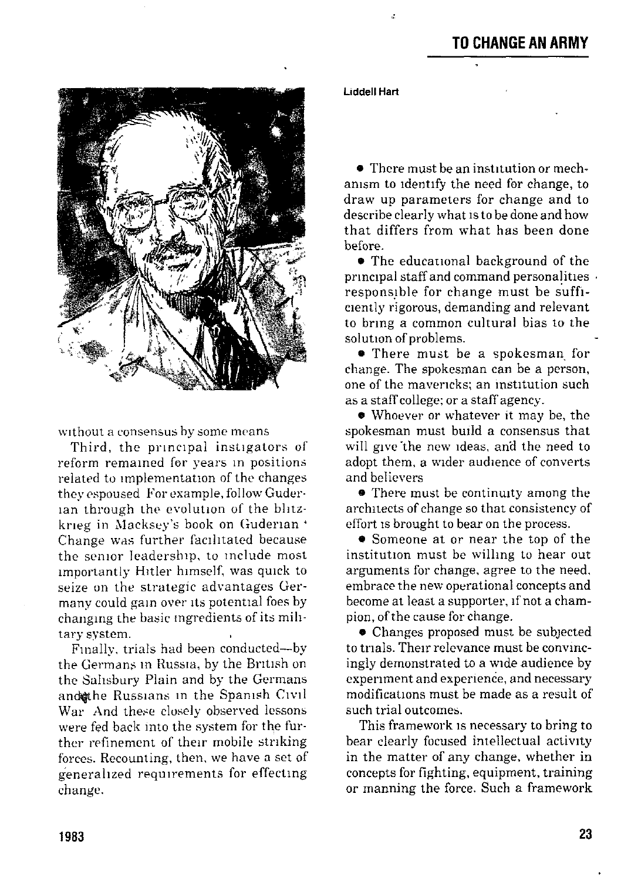without a consensus by some means

Third, the principal instigators of reform remained for years in positions related to implementation of the changes they espoused For example, follow Guderian through the evolution of the blitzkrieg in Macksey's book on Guderian [4] Change was further facilitated because the senior leadership, to include most importantly Hitler himself, was quick to seize on the strategic advantages Germany could gain over its potential foes by changing the basic ingredients of its military system.

Finally, trials had been conducted—by the Germans in Russia, by the British on the Salisbury Plain and by the Germans and the Russians in the Spanish Civil War And these closely observed lessons were fed back into the system for the further refinement of their mobile striking forces. Recounting, then, we have a set of generalized requirements for effecting change.

Liddell Hart

- There must be an institution or mechanism to identify the need for change, to draw up parameters for change and to describe clearly what is to be done and how that differs from what has been done before.
- The educational background of the principal staff and command personalities responsible for change must be sufficiently rigorous, demanding and relevant to bring a common cultural bias to the solution of problems.
- There must be a spokesman for change. The spokesman can be a person, one of the mavericks; an institution such as a staff college; or a staff agency.
- Whoever or whatever it may be, the spokesman must build a consensus that will give the new ideas, and the need to adopt them, a wider audience of converts and believers
- There must be continuity among the architects of change so that consistency of effort is brought to bear on the process.
- Someone at or near the top of the institution must be willing to hear out arguments for change, agree to the need, embrace the new operational concepts and become at least a supporter, if not a champion, of the cause for change.
- Changes proposed must be subjected to trials. Their relevance must be convincingly demonstrated to a wide audience by experiment and experience, and necessary modifications must be made as a result of such trial outcomes.

This framework is necessary to bring to bear clearly focused intellectual activity in the matter of any change, whether in concepts for fighting, equipment, training or manning the force. Such a framework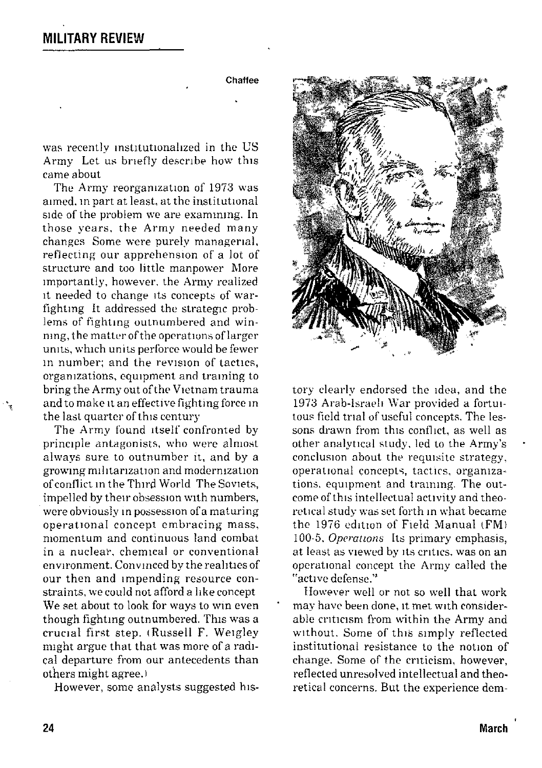was recently institutionalized in the US Army Let us briefly describe how this came about

The Army reorganization of 1973 was aimed, in part at least, at the institutional side of the problem we are examining. In those years, the Army needed many changes Some were purely managerial, reflecting our apprehension of a lot of structure and too little manpower More importantly, however, the Army realized it needed to change its concepts of warfighting It addressed the strategic problems of fighting outnumbered and winning, the matter of the operations of larger units, which units perforce would be fewer in number; and the revision of tactics, organizations, equipment and training to bring the Army out of the Vietnam trauma and to make it an effective fighting force in the last quarter of this century

The Army found itself confronted by principle antagonists, who were almost always sure to outnumber it, and by a growing militarization and modernization of conflict in the Third World The Soviets, impelled by their obsession with numbers, were obviously in possession of a maturing operational concept embracing mass, momentum and continuous land combat in a nuclear, chemical or conventional environment. Convinced by the realities of our then and impending resource constraints, we could not afford a like concept We set about to look for ways to win even though fighting outnumbered. This was a crucial first step. (Russell F. Weigley might argue that that was more of a radical departure from our antecedents than others might agree.)

However, some analysts suggested history clearly endorsed the idea, and the 1973 Arab-Israeli War provided a fortuitous field trial of useful concepts. The lessons drawn from this conflict, as well as other analytical study, led to the Army's conclusion about the requisite strategy, operational concepts, tactics, organizations, equipment and training. The outcome of this intellectual activity and theoretical study was set forth in what became the 1976 edition of Field Manual (FM) 100-5, *Operations* Its primary emphasis, at least as viewed by its critics, was on an operational concept the Army called the "active defense."

However well or not so well that work may have been done, it met with considerable criticism from within the Army and without. Some of this simply reflected institutional resistance to the notion of change. Some of the criticism, however, reflected unresolved intellectual and theoretical concerns. But the experience dem-

Chaffee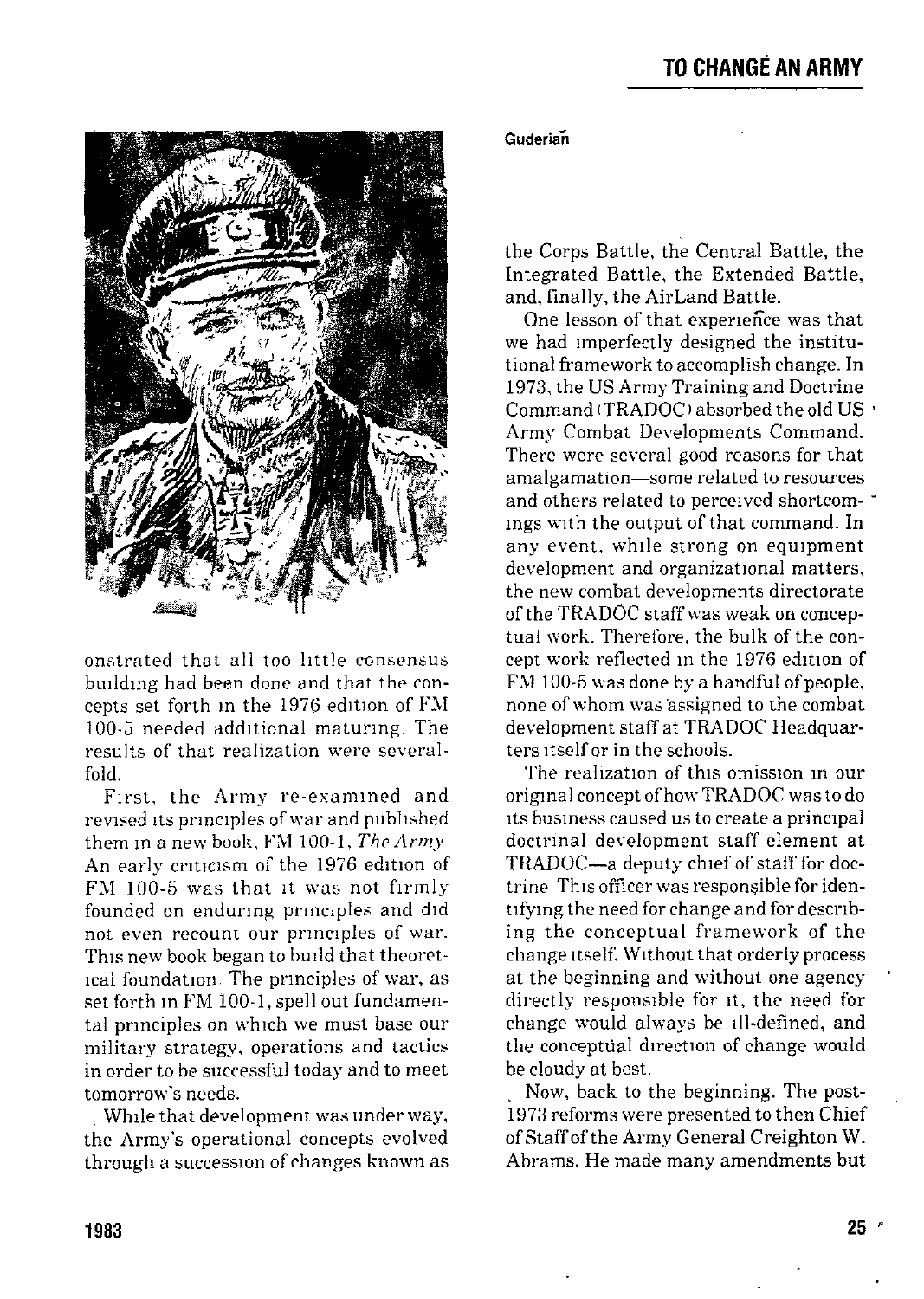onstrated that all too little consensus building had been done and that the concepts set forth in the 1976 edition of FM 100-5 needed additional maturing. The results of that realization were severalfold.

First, the Army re-examined and revised its principles of war and published them in a new book, FM 100-1, *The Army*. An early criticism of the 1976 edition of FM 100-5 was that it was not firmly founded on enduring principles and did not even recount our principles of war. This new book began to build that theoretical foundation. The principles of war, as set forth in FM 100-1, spell out fundamental principles on which we must base our military strategy, operations and tactics in order to be successful today and to meet tomorrow's needs.

While that development was under way, the Army's operational concepts evolved through a succession of changes known as the Corps Battle, the Central Battle, the Integrated Battle, the Extended Battle, and, finally, the AirLand Battle.

One lesson of that experience was that we had imperfectly designed the institutional framework to accomplish change. In 1973, the US Army Training and Doctrine Command (TRADOC) absorbed the old US Army Combat Developments Command. There were several good reasons for that amalgamation—some related to resources and others related to perceived shortcomings with the output of that command. In any event, while strong on equipment development and organizational matters, the new combat developments directorate of the TRADOC staff was weak on conceptual work. Therefore, the bulk of the concept work reflected in the 1976 edition of FM 100-5 was done by a handful of people, none of whom was assigned to the combat development staff at TRADOC Headquarters itself or in the schools.

The realization of this omission in our original concept of how TRADOC was to do its business caused us to create a principal doctrinal development staff element at TRADOC—a deputy chief of staff for doctrine. This officer was responsible for identifying the need for change and for describing the conceptual framework of the change itself. Without that orderly process at the beginning and without one agency directly responsible for it, the need for change would always be ill-defined, and the conceptual direction of change would be cloudy at best.

Now, back to the beginning. The post-1973 reforms were presented to then Chief of Staff of the Army General Creighton W. Abrams. He made many amendments but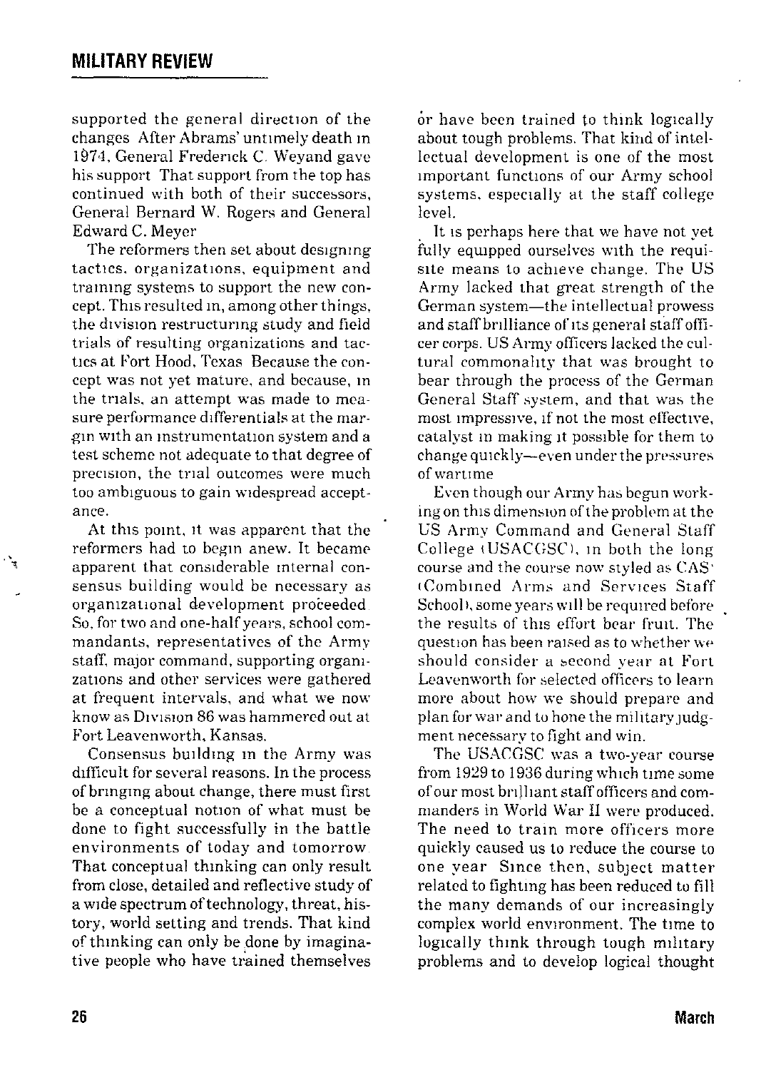supported the general direction of the changes After Abrams' untimely death in 1974, General Frederick C. Weyand gave his support That support from the top has continued with both of their successors, General Bernard W. Rogers and General Edward C. Meyer

The reformers then set about designing tactics, organizations, equipment and training systems to support the new concept. This resulted in, among other things, the division restructuring study and field trials of resulting organizations and tactics at Fort Hood, Texas Because the concept was not yet mature, and because, in the trials, an attempt was made to measure performance differentials at the margin with an instrumentation system and a test scheme not adequate to that degree of precision, the trial outcomes were much too ambiguous to gain widespread acceptance.

At this point, it was apparent that the reformers had to begin anew. It became apparent that considerable internal consensus building would be necessary as organizational development proceeded So, for two and one-half years, school commandants, representatives of the Army staff, major command, supporting organizations and other services were gathered at frequent intervals, and what we now know as Division 86 was hammered out at Fort Leavenworth, Kansas.

Consensus building in the Army was difficult for several reasons. In the process of bringing about change, there must first be a conceptual notion of what must be done to fight successfully in the battle environments of today and tomorrow That conceptual thinking can only result from close, detailed and reflective study of a wide spectrum of technology, threat, history, world setting and trends. That kind of thinking can only be done by imaginative people who have trained themselves or have been trained to think logically about tough problems. That kind of intellectual development is one of the most important functions of our Army school systems, especially at the staff college level.

It is perhaps here that we have not yet fully equipped ourselves with the requisite means to achieve change. The US Army lacked that great strength of the German system—the intellectual prowess and staff brilliance of its general staff officer corps. US Army officers lacked the cultural commonality that was brought to bear through the process of the German General Staff system, and that was the most impressive, if not the most effective, catalyst in making it possible for them to change quickly—even under the pressures of wartime

Even though our Army has begun working on this dimension of the problem at the US Army Command and General Staff College (USACGSC), in both the long course and the course now styled as CAS³ (Combined Arms and Services Staff School), some years will be required before the results of this effort bear fruit. The question has been raised as to whether we should consider a second year at Fort Leavenworth for selected officers to learn more about how we should prepare and plan for war and to hone the military judgment necessary to fight and win.

The USACGSC was a two-year course from 1929 to 1936 during which time some of our most brilliant staff officers and commanders in World War II were produced. The need to train more officers more quickly caused us to reduce the course to one year Since then, subject matter related to fighting has been reduced to fill the many demands of our increasingly complex world environment. The time to logically think through tough military problems and to develop logical thought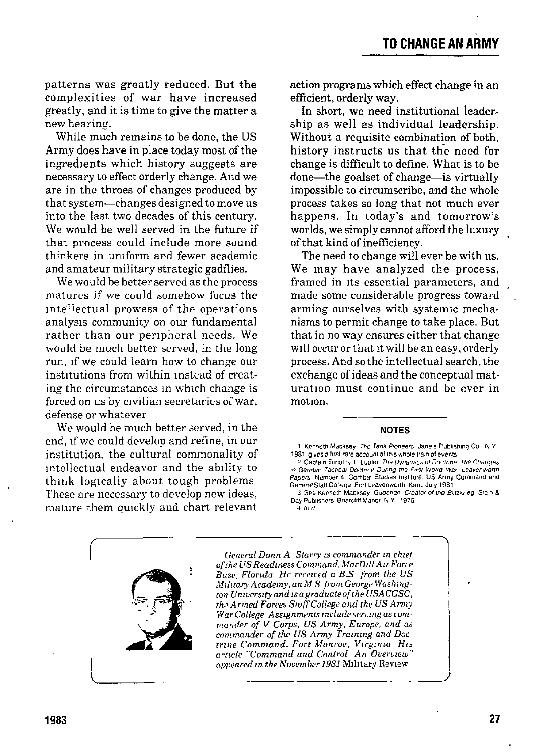patterns was greatly reduced. But the complexities of war have increased greatly, and it is time to give the matter a new hearing.

While much remains to be done, the US Army does have in place today most of the ingredients which history suggests are necessary to effect orderly change. And we are in the throes of changes produced by that system—changes designed to move us into the last two decades of this century. We would be well served in the future if that process could include more sound thinkers in uniform and fewer academic and amateur military strategic gadflies.

We would be better served as the process matures if we could somehow focus the intellectual prowess of the operations analysis community on our fundamental rather than our peripheral needs. We would be much better served, in the long run, if we could learn how to change our institutions from within instead of creating the circumstances in which change is forced on us by civilian secretaries of war, defense or whatever.

We would be much better served, in the end, if we could develop and refine, in our institution, the cultural commonality of intellectual endeavor and the ability to think logically about tough problems. These are necessary to develop new ideas, mature them quickly and chart relevant action programs which effect change in an efficient, orderly way.

In short, we need institutional leadership as well as individual leadership. Without a requisite combination of both, history instructs us that the need for change is difficult to define. What is to be done—the goalset of change—is virtually impossible to circumscribe, and the whole process takes so long that not much ever happens. In today's and tomorrow's worlds, we simply cannot afford the luxury of that kind of inefficiency.

The need to change will ever be with us. We may have analyzed the process, framed in its essential parameters, and made some considerable progress toward arming ourselves with systemic mechanisms to permit change to take place. But that in no way ensures either that change will occur or that it will be an easy, orderly process. And so the intellectual search, the exchange of ideas and the conceptual maturation must continue and be ever in motion.

## NOTES

1 Kenneth Macksey, *The Tank Pioneers*, Jane's Publishing Co., N.Y., 1981, gives a first rate account of this whole train of events.

2 Captain Timothy T. Lupfer, *The Dynamics of Doctrine: The Changes in German Tactical Doctrine During the First World War*, Leavenworth Papers, Number 4, Combat Studies Institute, US Army Command and General Staff College, Fort Leavenworth, Kan., July 1981.

3 See Kenneth Macksey, *Guderian: Creator of the Blitzkrieg*, Stein & Day Publishers, Briarcliff Manor, N.Y., 1976.

4 *Ibid.*

*General Donn A. Starry is commander in chief of the US Readiness Command, MacDill Air Force Base, Florida. He received a B.S. from the US Military Academy, an M.S. from George Washington University and is a graduate of the USACGSC, the Armed Forces Staff College and the US Army War College. Assignments include serving as commander of V Corps, US Army, Europe, and as commander of the US Army Training and Doctrine Command, Fort Monroe, Virginia. His article "Command and Control: An Overview" appeared in the November 1981* Military Review.